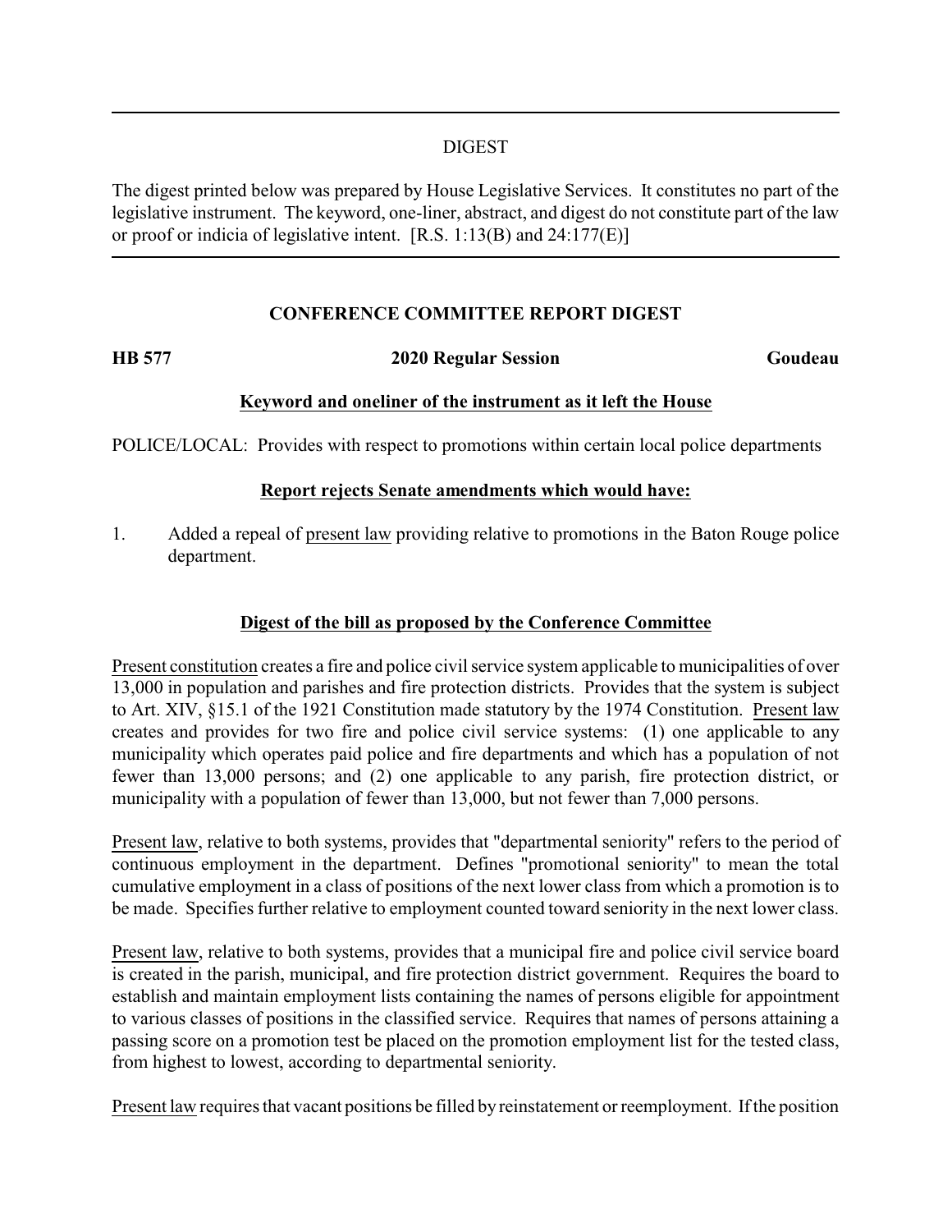## DIGEST

The digest printed below was prepared by House Legislative Services. It constitutes no part of the legislative instrument. The keyword, one-liner, abstract, and digest do not constitute part of the law or proof or indicia of legislative intent. [R.S. 1:13(B) and 24:177(E)]

### CONFERENCE COMMITTEE REPORT DIGEST

**HB 577** **2020 Regular Session** **Goudeau**

**Keyword and oneliner of the instrument as it left the House**

POLICE/LOCAL: Provides with respect to promotions within certain local police departments

**Report rejects Senate amendments which would have:**

1. Added a repeal of present law providing relative to promotions in the Baton Rouge police department.

**Digest of the bill as proposed by the Conference Committee**

Present constitution creates a fire and police civil service system applicable to municipalities of over 13,000 in population and parishes and fire protection districts. Provides that the system is subject to Art. XIV, §15.1 of the 1921 Constitution made statutory by the 1974 Constitution. Present law creates and provides for two fire and police civil service systems: (1) one applicable to any municipality which operates paid police and fire departments and which has a population of not fewer than 13,000 persons; and (2) one applicable to any parish, fire protection district, or municipality with a population of fewer than 13,000, but not fewer than 7,000 persons.

Present law, relative to both systems, provides that "departmental seniority" refers to the period of continuous employment in the department. Defines "promotional seniority" to mean the total cumulative employment in a class of positions of the next lower class from which a promotion is to be made. Specifies further relative to employment counted toward seniority in the next lower class.

Present law, relative to both systems, provides that a municipal fire and police civil service board is created in the parish, municipal, and fire protection district government. Requires the board to establish and maintain employment lists containing the names of persons eligible for appointment to various classes of positions in the classified service. Requires that names of persons attaining a passing score on a promotion test be placed on the promotion employment list for the tested class, from highest to lowest, according to departmental seniority.

Present law requires that vacant positions be filled by reinstatement or reemployment. If the position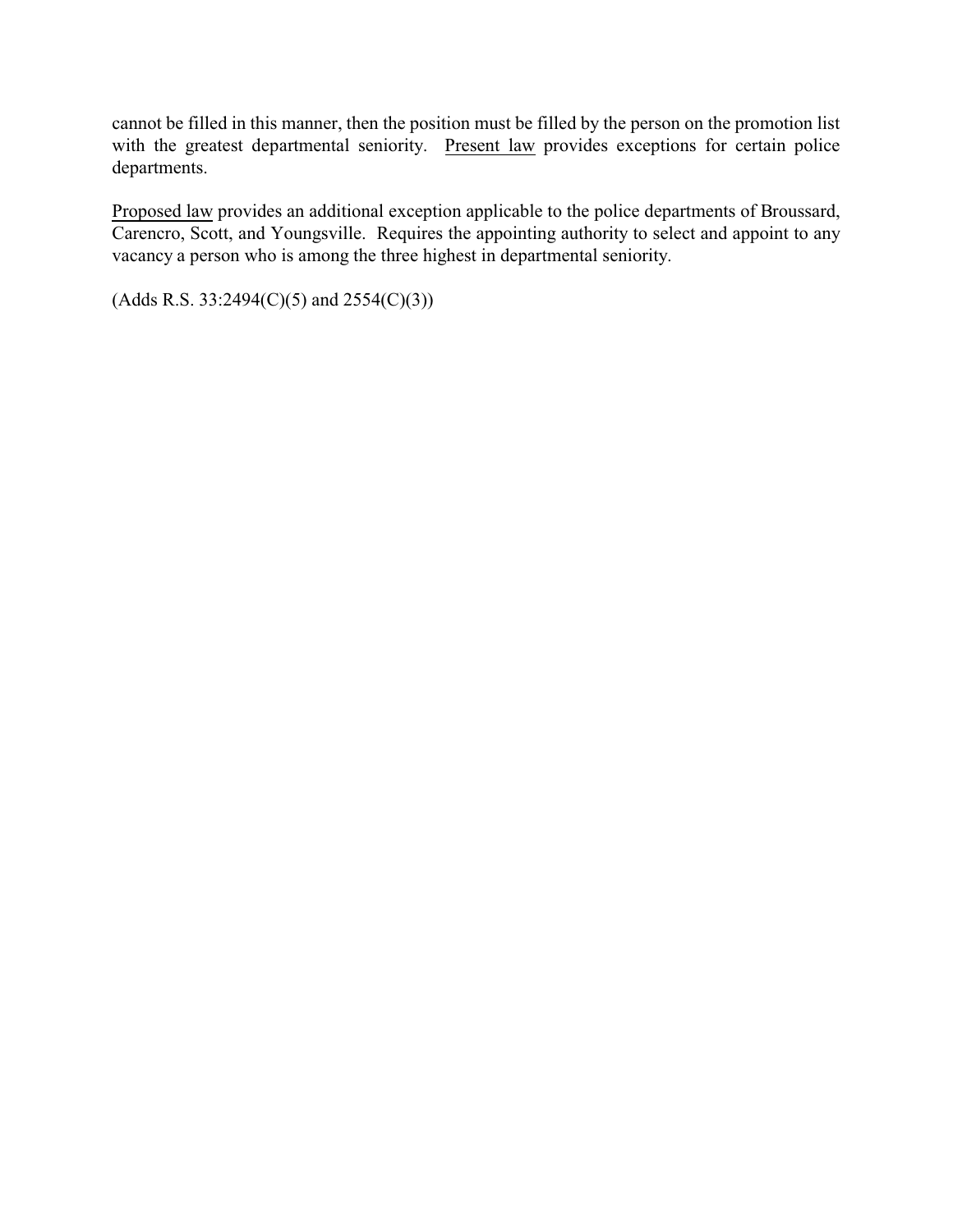cannot be filled in this manner, then the position must be filled by the person on the promotion list with the greatest departmental seniority. Present law provides exceptions for certain police departments.

Proposed law provides an additional exception applicable to the police departments of Broussard, Carencro, Scott, and Youngsville. Requires the appointing authority to select and appoint to any vacancy a person who is among the three highest in departmental seniority.

(Adds R.S. 33:2494(C)(5) and 2554(C)(3))